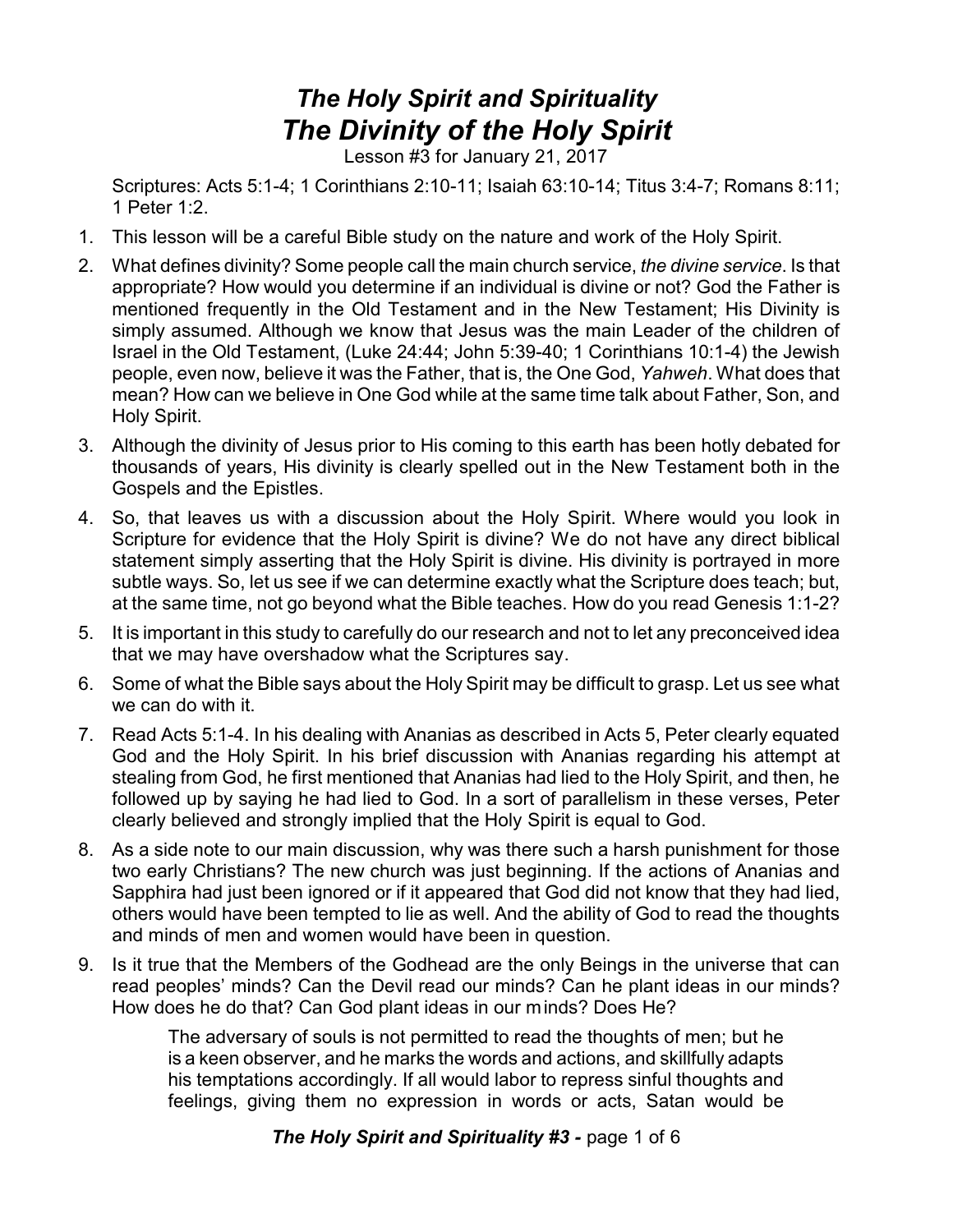# *The Holy Spirit and Spirituality*
# *The Divinity of the Holy Spirit*

Lesson #3 for January 21, 2017

Scriptures: Acts 5:1-4; 1 Corinthians 2:10-11; Isaiah 63:10-14; Titus 3:4-7; Romans 8:11; 1 Peter 1:2.

1. This lesson will be a careful Bible study on the nature and work of the Holy Spirit.
2. What defines divinity? Some people call the main church service, *the divine service*. Is that appropriate? How would you determine if an individual is divine or not? God the Father is mentioned frequently in the Old Testament and in the New Testament; His Divinity is simply assumed. Although we know that Jesus was the main Leader of the children of Israel in the Old Testament, (Luke 24:44; John 5:39-40; 1 Corinthians 10:1-4) the Jewish people, even now, believe it was the Father, that is, the One God, *Yahweh*. What does that mean? How can we believe in One God while at the same time talk about Father, Son, and Holy Spirit.
3. Although the divinity of Jesus prior to His coming to this earth has been hotly debated for thousands of years, His divinity is clearly spelled out in the New Testament both in the Gospels and the Epistles.
4. So, that leaves us with a discussion about the Holy Spirit. Where would you look in Scripture for evidence that the Holy Spirit is divine? We do not have any direct biblical statement simply asserting that the Holy Spirit is divine. His divinity is portrayed in more subtle ways. So, let us see if we can determine exactly what the Scripture does teach; but, at the same time, not go beyond what the Bible teaches. How do you read Genesis 1:1-2?
5. It is important in this study to carefully do our research and not to let any preconceived idea that we may have overshadow what the Scriptures say.
6. Some of what the Bible says about the Holy Spirit may be difficult to grasp. Let us see what we can do with it.
7. Read Acts 5:1-4. In his dealing with Ananias as described in Acts 5, Peter clearly equated God and the Holy Spirit. In his brief discussion with Ananias regarding his attempt at stealing from God, he first mentioned that Ananias had lied to the Holy Spirit, and then, he followed up by saying he had lied to God. In a sort of parallelism in these verses, Peter clearly believed and strongly implied that the Holy Spirit is equal to God.
8. As a side note to our main discussion, why was there such a harsh punishment for those two early Christians? The new church was just beginning. If the actions of Ananias and Sapphira had just been ignored or if it appeared that God did not know that they had lied, others would have been tempted to lie as well. And the ability of God to read the thoughts and minds of men and women would have been in question.
9. Is it true that the Members of the Godhead are the only Beings in the universe that can read peoples' minds? Can the Devil read our minds? Can he plant ideas in our minds? How does he do that? Can God plant ideas in our minds? Does He?

> The adversary of souls is not permitted to read the thoughts of men; but he is a keen observer, and he marks the words and actions, and skillfully adapts his temptations accordingly. If all would labor to repress sinful thoughts and feelings, giving them no expression in words or acts, Satan would be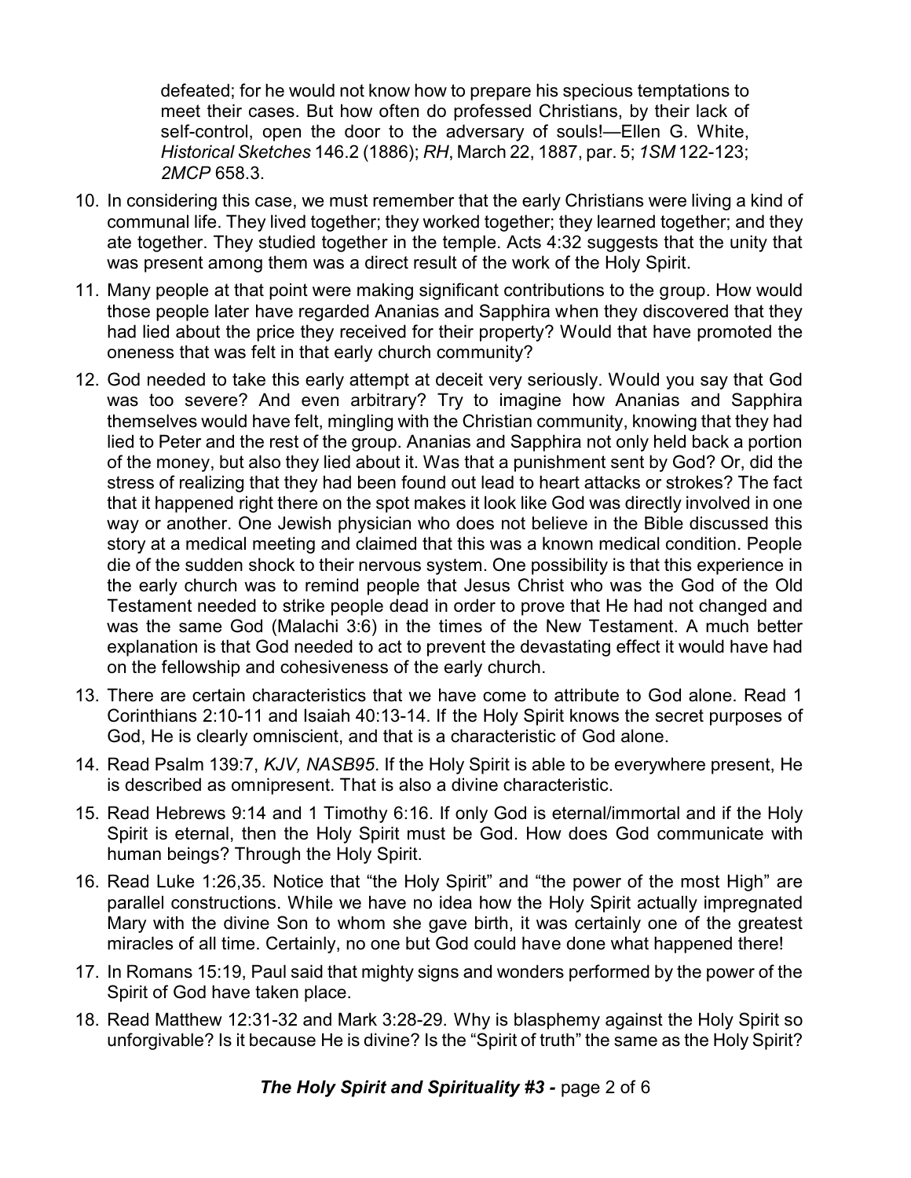defeated; for he would not know how to prepare his specious temptations to meet their cases. But how often do professed Christians, by their lack of self-control, open the door to the adversary of souls!—Ellen G. White, *Historical Sketches* 146.2 (1886); *RH*, March 22, 1887, par. 5; *1SM* 122-123; *2MCP* 658.3.

10. In considering this case, we must remember that the early Christians were living a kind of communal life. They lived together; they worked together; they learned together; and they ate together. They studied together in the temple. Acts 4:32 suggests that the unity that was present among them was a direct result of the work of the Holy Spirit.
11. Many people at that point were making significant contributions to the group. How would those people later have regarded Ananias and Sapphira when they discovered that they had lied about the price they received for their property? Would that have promoted the oneness that was felt in that early church community?
12. God needed to take this early attempt at deceit very seriously. Would you say that God was too severe? And even arbitrary? Try to imagine how Ananias and Sapphira themselves would have felt, mingling with the Christian community, knowing that they had lied to Peter and the rest of the group. Ananias and Sapphira not only held back a portion of the money, but also they lied about it. Was that a punishment sent by God? Or, did the stress of realizing that they had been found out lead to heart attacks or strokes? The fact that it happened right there on the spot makes it look like God was directly involved in one way or another. One Jewish physician who does not believe in the Bible discussed this story at a medical meeting and claimed that this was a known medical condition. People die of the sudden shock to their nervous system. One possibility is that this experience in the early church was to remind people that Jesus Christ who was the God of the Old Testament needed to strike people dead in order to prove that He had not changed and was the same God (Malachi 3:6) in the times of the New Testament. A much better explanation is that God needed to act to prevent the devastating effect it would have had on the fellowship and cohesiveness of the early church.
13. There are certain characteristics that we have come to attribute to God alone. Read 1 Corinthians 2:10-11 and Isaiah 40:13-14. If the Holy Spirit knows the secret purposes of God, He is clearly omniscient, and that is a characteristic of God alone.
14. Read Psalm 139:7, *KJV, NASB95*. If the Holy Spirit is able to be everywhere present, He is described as omnipresent. That is also a divine characteristic.
15. Read Hebrews 9:14 and 1 Timothy 6:16. If only God is eternal/immortal and if the Holy Spirit is eternal, then the Holy Spirit must be God. How does God communicate with human beings? Through the Holy Spirit.
16. Read Luke 1:26,35. Notice that "the Holy Spirit" and "the power of the most High" are parallel constructions. While we have no idea how the Holy Spirit actually impregnated Mary with the divine Son to whom she gave birth, it was certainly one of the greatest miracles of all time. Certainly, no one but God could have done what happened there!
17. In Romans 15:19, Paul said that mighty signs and wonders performed by the power of the Spirit of God have taken place.
18. Read Matthew 12:31-32 and Mark 3:28-29. Why is blasphemy against the Holy Spirit so unforgivable? Is it because He is divine? Is the "Spirit of truth" the same as the Holy Spirit?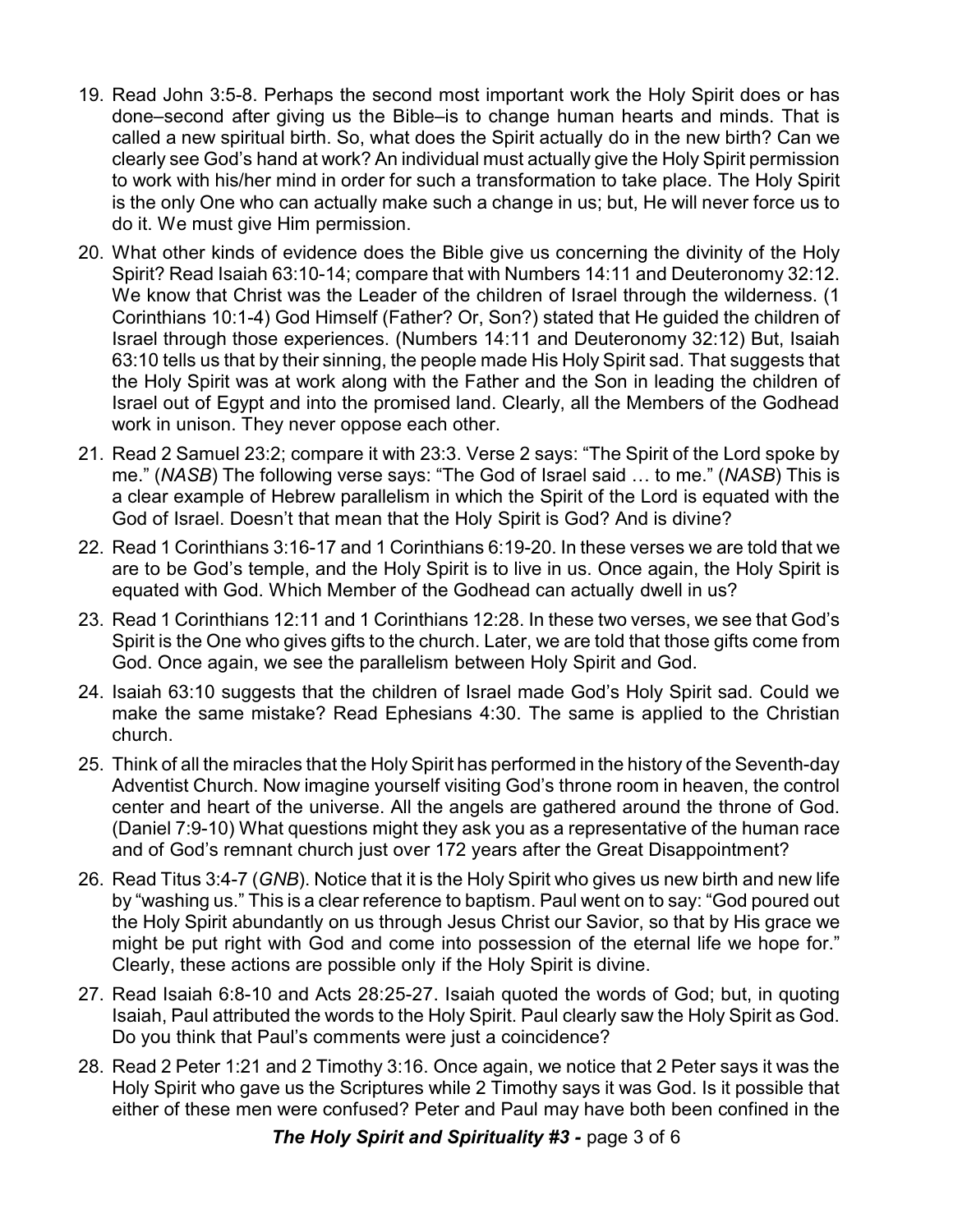19. Read John 3:5-8. Perhaps the second most important work the Holy Spirit does or has done–second after giving us the Bible–is to change human hearts and minds. That is called a new spiritual birth. So, what does the Spirit actually do in the new birth? Can we clearly see God's hand at work? An individual must actually give the Holy Spirit permission to work with his/her mind in order for such a transformation to take place. The Holy Spirit is the only One who can actually make such a change in us; but, He will never force us to do it. We must give Him permission.

20. What other kinds of evidence does the Bible give us concerning the divinity of the Holy Spirit? Read Isaiah 63:10-14; compare that with Numbers 14:11 and Deuteronomy 32:12. We know that Christ was the Leader of the children of Israel through the wilderness. (1 Corinthians 10:1-4) God Himself (Father? Or, Son?) stated that He guided the children of Israel through those experiences. (Numbers 14:11 and Deuteronomy 32:12) But, Isaiah 63:10 tells us that by their sinning, the people made His Holy Spirit sad. That suggests that the Holy Spirit was at work along with the Father and the Son in leading the children of Israel out of Egypt and into the promised land. Clearly, all the Members of the Godhead work in unison. They never oppose each other.

21. Read 2 Samuel 23:2; compare it with 23:3. Verse 2 says: "The Spirit of the Lord spoke by me." (*NASB*) The following verse says: "The God of Israel said … to me." (*NASB*) This is a clear example of Hebrew parallelism in which the Spirit of the Lord is equated with the God of Israel. Doesn't that mean that the Holy Spirit is God? And is divine?

22. Read 1 Corinthians 3:16-17 and 1 Corinthians 6:19-20. In these verses we are told that we are to be God's temple, and the Holy Spirit is to live in us. Once again, the Holy Spirit is equated with God. Which Member of the Godhead can actually dwell in us?

23. Read 1 Corinthians 12:11 and 1 Corinthians 12:28. In these two verses, we see that God's Spirit is the One who gives gifts to the church. Later, we are told that those gifts come from God. Once again, we see the parallelism between Holy Spirit and God.

24. Isaiah 63:10 suggests that the children of Israel made God's Holy Spirit sad. Could we make the same mistake? Read Ephesians 4:30. The same is applied to the Christian church.

25. Think of all the miracles that the Holy Spirit has performed in the history of the Seventh-day Adventist Church. Now imagine yourself visiting God's throne room in heaven, the control center and heart of the universe. All the angels are gathered around the throne of God. (Daniel 7:9-10) What questions might they ask you as a representative of the human race and of God's remnant church just over 172 years after the Great Disappointment?

26. Read Titus 3:4-7 (*GNB*). Notice that it is the Holy Spirit who gives us new birth and new life by "washing us." This is a clear reference to baptism. Paul went on to say: "God poured out the Holy Spirit abundantly on us through Jesus Christ our Savior, so that by His grace we might be put right with God and come into possession of the eternal life we hope for." Clearly, these actions are possible only if the Holy Spirit is divine.

27. Read Isaiah 6:8-10 and Acts 28:25-27. Isaiah quoted the words of God; but, in quoting Isaiah, Paul attributed the words to the Holy Spirit. Paul clearly saw the Holy Spirit as God. Do you think that Paul's comments were just a coincidence?

28. Read 2 Peter 1:21 and 2 Timothy 3:16. Once again, we notice that 2 Peter says it was the Holy Spirit who gave us the Scriptures while 2 Timothy says it was God. Is it possible that either of these men were confused? Peter and Paul may have both been confined in the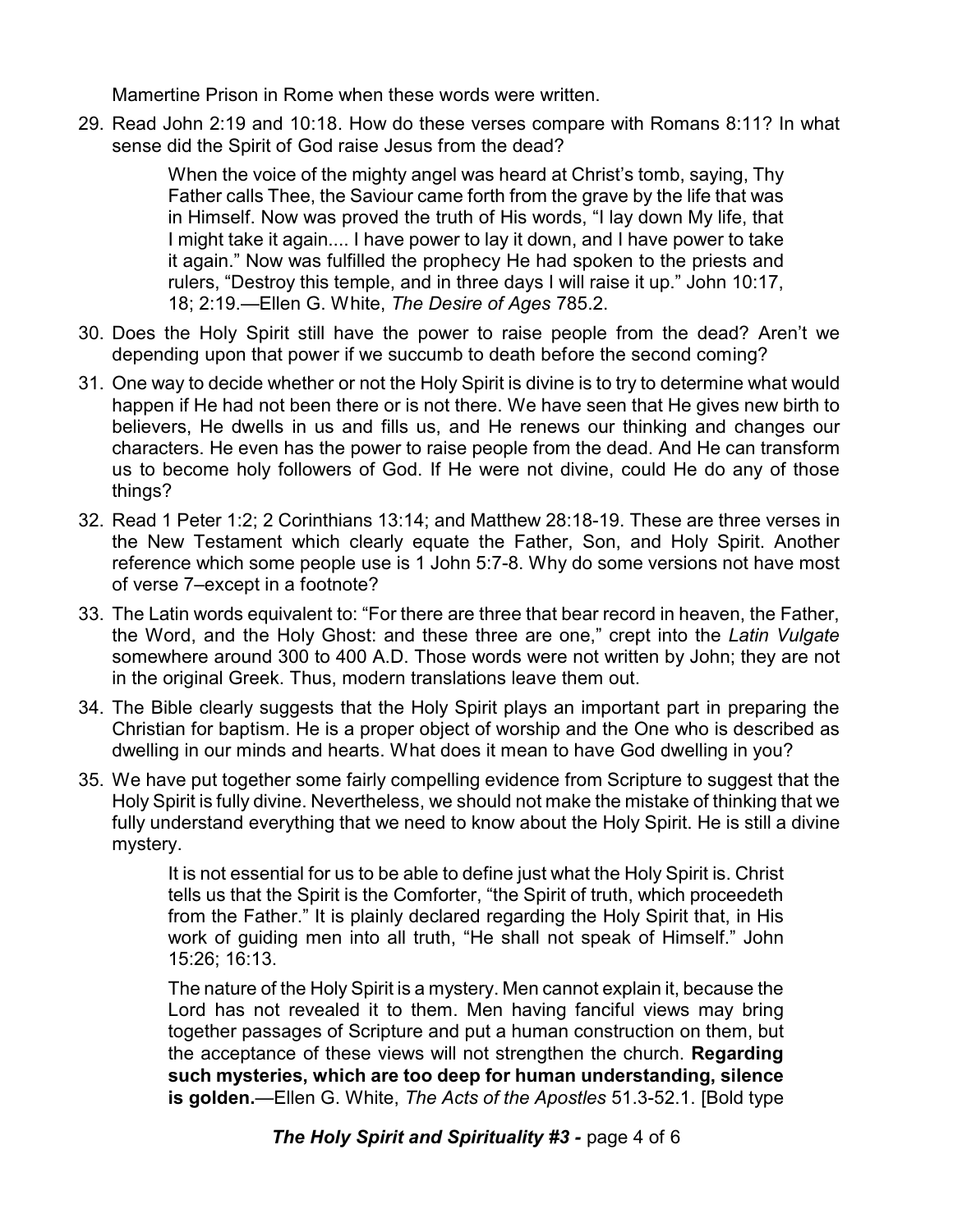Mamertine Prison in Rome when these words were written.

29. Read John 2:19 and 10:18. How do these verses compare with Romans 8:11? In what sense did the Spirit of God raise Jesus from the dead?

    > When the voice of the mighty angel was heard at Christ's tomb, saying, Thy Father calls Thee, the Saviour came forth from the grave by the life that was in Himself. Now was proved the truth of His words, "I lay down My life, that I might take it again.... I have power to lay it down, and I have power to take it again." Now was fulfilled the prophecy He had spoken to the priests and rulers, "Destroy this temple, and in three days I will raise it up." John 10:17, 18; 2:19.—Ellen G. White, *The Desire of Ages* 785.2.

30. Does the Holy Spirit still have the power to raise people from the dead? Aren't we depending upon that power if we succumb to death before the second coming?

31. One way to decide whether or not the Holy Spirit is divine is to try to determine what would happen if He had not been there or is not there. We have seen that He gives new birth to believers, He dwells in us and fills us, and He renews our thinking and changes our characters. He even has the power to raise people from the dead. And He can transform us to become holy followers of God. If He were not divine, could He do any of those things?

32. Read 1 Peter 1:2; 2 Corinthians 13:14; and Matthew 28:18-19. These are three verses in the New Testament which clearly equate the Father, Son, and Holy Spirit. Another reference which some people use is 1 John 5:7-8. Why do some versions not have most of verse 7–except in a footnote?

33. The Latin words equivalent to: "For there are three that bear record in heaven, the Father, the Word, and the Holy Ghost: and these three are one," crept into the *Latin Vulgate* somewhere around 300 to 400 A.D. Those words were not written by John; they are not in the original Greek. Thus, modern translations leave them out.

34. The Bible clearly suggests that the Holy Spirit plays an important part in preparing the Christian for baptism. He is a proper object of worship and the One who is described as dwelling in our minds and hearts. What does it mean to have God dwelling in you?

35. We have put together some fairly compelling evidence from Scripture to suggest that the Holy Spirit is fully divine. Nevertheless, we should not make the mistake of thinking that we fully understand everything that we need to know about the Holy Spirit. He is still a divine mystery.

    > It is not essential for us to be able to define just what the Holy Spirit is. Christ tells us that the Spirit is the Comforter, "the Spirit of truth, which proceedeth from the Father." It is plainly declared regarding the Holy Spirit that, in His work of guiding men into all truth, "He shall not speak of Himself." John 15:26; 16:13.
    >
    > The nature of the Holy Spirit is a mystery. Men cannot explain it, because the Lord has not revealed it to them. Men having fanciful views may bring together passages of Scripture and put a human construction on them, but the acceptance of these views will not strengthen the church. **Regarding such mysteries, which are too deep for human understanding, silence is golden.**—Ellen G. White, *The Acts of the Apostles* 51.3-52.1. [Bold type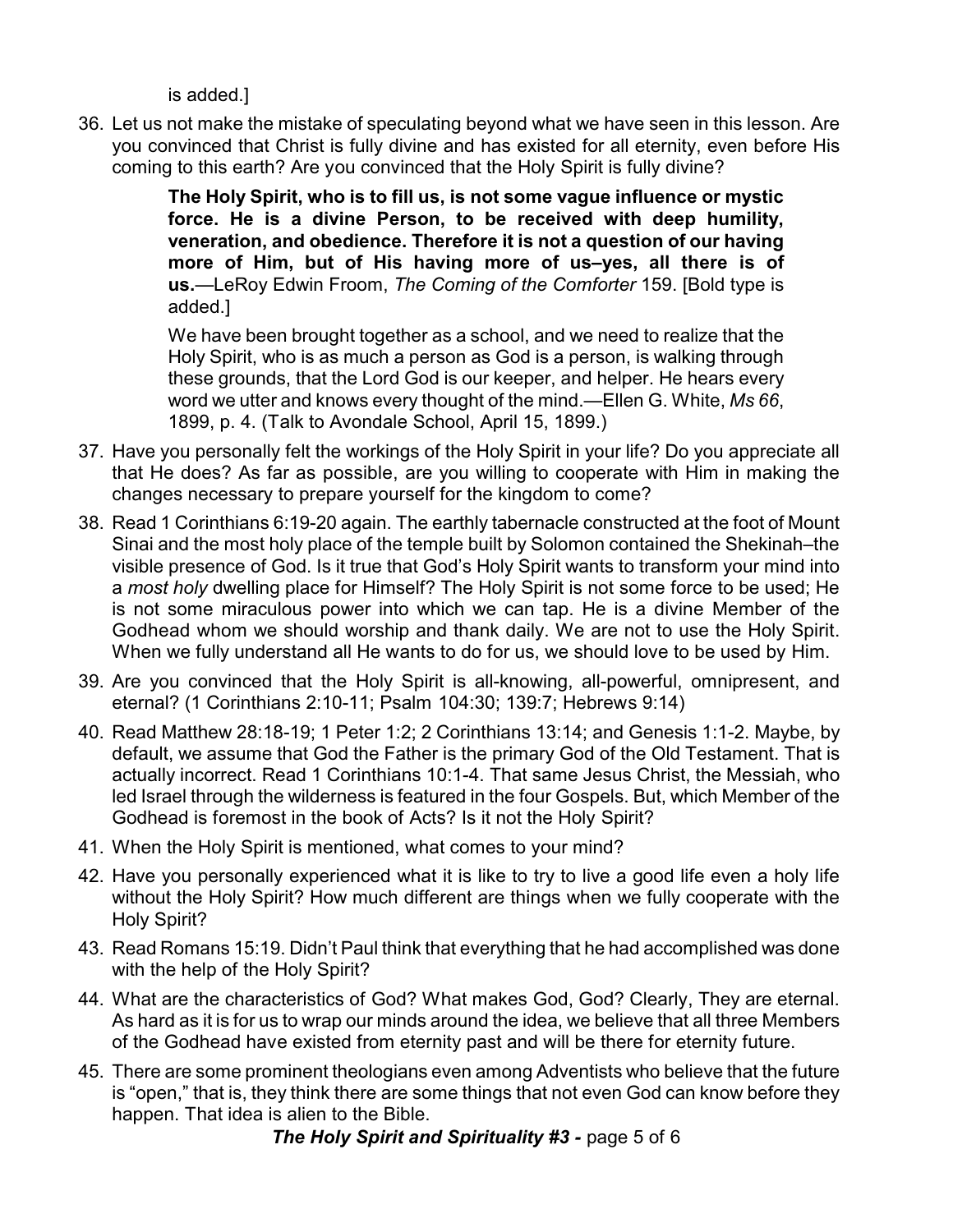is added.]

36. Let us not make the mistake of speculating beyond what we have seen in this lesson. Are you convinced that Christ is fully divine and has existed for all eternity, even before His coming to this earth? Are you convinced that the Holy Spirit is fully divine?

    > **The Holy Spirit, who is to fill us, is not some vague influence or mystic force. He is a divine Person, to be received with deep humility, veneration, and obedience. Therefore it is not a question of our having more of Him, but of His having more of us–yes, all there is of us.**—LeRoy Edwin Froom, *The Coming of the Comforter* 159. [Bold type is added.]
    >
    > We have been brought together as a school, and we need to realize that the Holy Spirit, who is as much a person as God is a person, is walking through these grounds, that the Lord God is our keeper, and helper. He hears every word we utter and knows every thought of the mind.—Ellen G. White, *Ms 66*, 1899, p. 4. (Talk to Avondale School, April 15, 1899.)

37. Have you personally felt the workings of the Holy Spirit in your life? Do you appreciate all that He does? As far as possible, are you willing to cooperate with Him in making the changes necessary to prepare yourself for the kingdom to come?
38. Read 1 Corinthians 6:19-20 again. The earthly tabernacle constructed at the foot of Mount Sinai and the most holy place of the temple built by Solomon contained the Shekinah–the visible presence of God. Is it true that God's Holy Spirit wants to transform your mind into a *most holy* dwelling place for Himself? The Holy Spirit is not some force to be used; He is not some miraculous power into which we can tap. He is a divine Member of the Godhead whom we should worship and thank daily. We are not to use the Holy Spirit. When we fully understand all He wants to do for us, we should love to be used by Him.
39. Are you convinced that the Holy Spirit is all-knowing, all-powerful, omnipresent, and eternal? (1 Corinthians 2:10-11; Psalm 104:30; 139:7; Hebrews 9:14)
40. Read Matthew 28:18-19; 1 Peter 1:2; 2 Corinthians 13:14; and Genesis 1:1-2. Maybe, by default, we assume that God the Father is the primary God of the Old Testament. That is actually incorrect. Read 1 Corinthians 10:1-4. That same Jesus Christ, the Messiah, who led Israel through the wilderness is featured in the four Gospels. But, which Member of the Godhead is foremost in the book of Acts? Is it not the Holy Spirit?
41. When the Holy Spirit is mentioned, what comes to your mind?
42. Have you personally experienced what it is like to try to live a good life even a holy life without the Holy Spirit? How much different are things when we fully cooperate with the Holy Spirit?
43. Read Romans 15:19. Didn't Paul think that everything that he had accomplished was done with the help of the Holy Spirit?
44. What are the characteristics of God? What makes God, God? Clearly, They are eternal. As hard as it is for us to wrap our minds around the idea, we believe that all three Members of the Godhead have existed from eternity past and will be there for eternity future.
45. There are some prominent theologians even among Adventists who believe that the future is "open," that is, they think there are some things that not even God can know before they happen. That idea is alien to the Bible.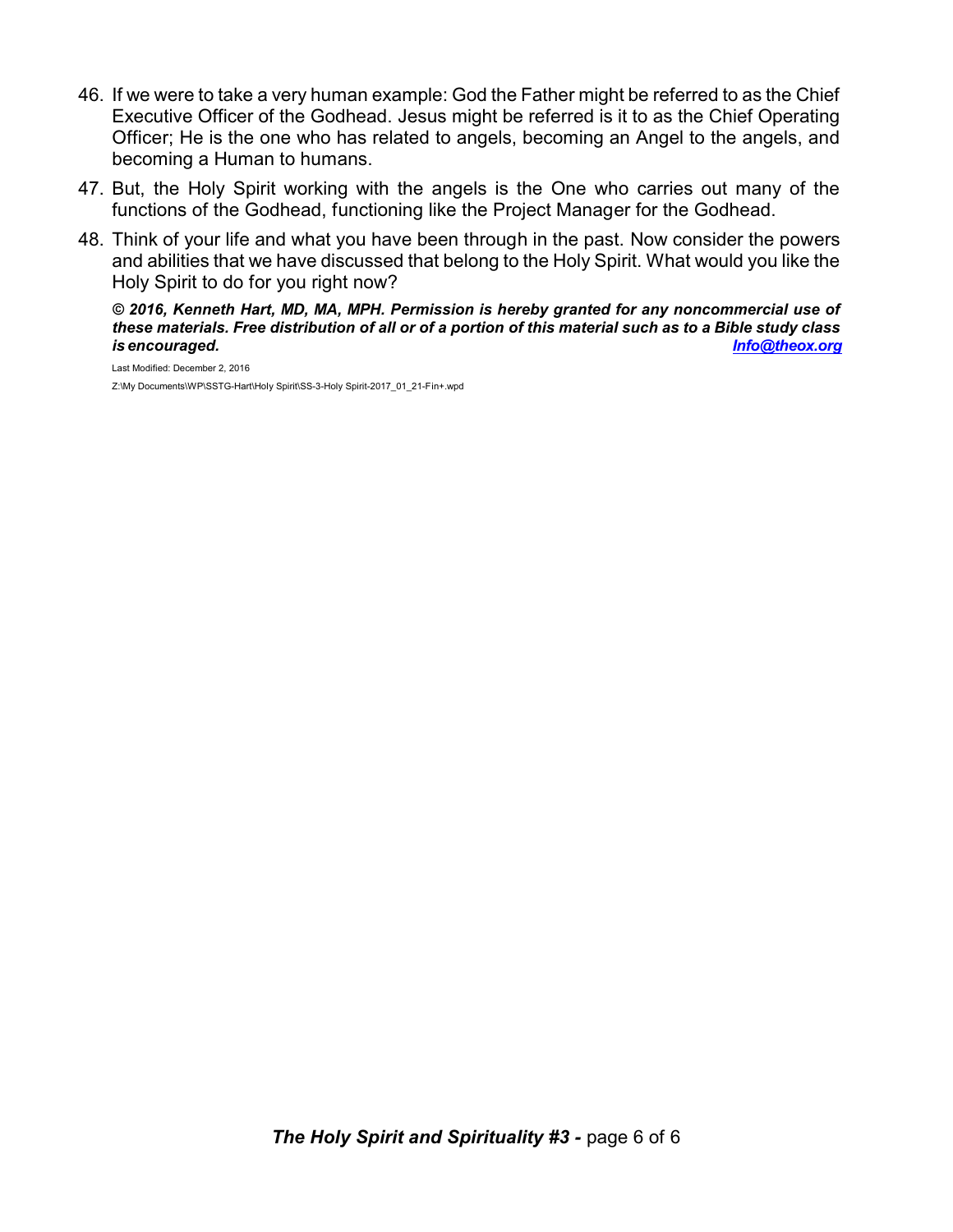46. If we were to take a very human example: God the Father might be referred to as the Chief Executive Officer of the Godhead. Jesus might be referred is it to as the Chief Operating Officer; He is the one who has related to angels, becoming an Angel to the angels, and becoming a Human to humans.
47. But, the Holy Spirit working with the angels is the One who carries out many of the functions of the Godhead, functioning like the Project Manager for the Godhead.
48. Think of your life and what you have been through in the past. Now consider the powers and abilities that we have discussed that belong to the Holy Spirit. What would you like the Holy Spirit to do for you right now?

***© 2016, Kenneth Hart, MD, MA, MPH. Permission is hereby granted for any noncommercial use of these materials. Free distribution of all or of a portion of this material such as to a Bible study class is encouraged.*** ***Info@theox.org***

Last Modified: December 2, 2016

Z:\My Documents\WP\SSTG-Hart\Holy Spirit\SS-3-Holy Spirit-2017_01_21-Fin+.wpd